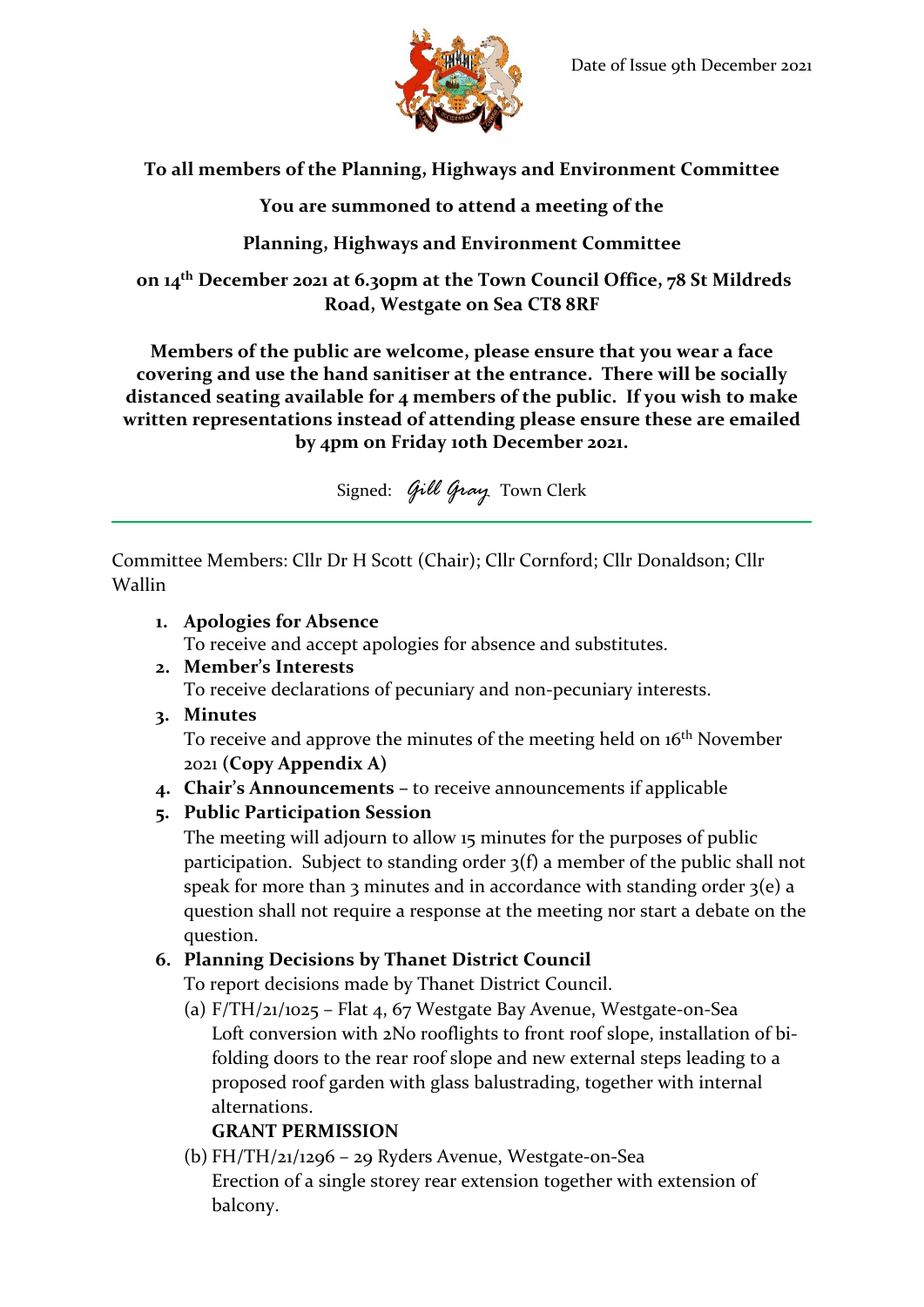Date of Issue 9th December 2021

**To all members of the Planning, Highways and Environment Committee**

**You are summoned to attend a meeting of the**

**Planning, Highways and Environment Committee**

**on 14th December 2021 at 6.30pm at the Town Council Office, 78 St Mildreds Road, Westgate on Sea CT8 8RF**

**Members of the public are welcome, please ensure that you wear a face covering and use the hand sanitiser at the entrance. There will be socially distanced seating available for 4 members of the public. If you wish to make written representations instead of attending please ensure these are emailed by 4pm on Friday 10th December 2021.**

Signed: *Gill Gray* Town Clerk

---

Committee Members: Cllr Dr H Scott (Chair); Cllr Cornford; Cllr Donaldson; Cllr Wallin

1. **Apologies for Absence**
   To receive and accept apologies for absence and substitutes.
2. **Member's Interests**
   To receive declarations of pecuniary and non-pecuniary interests.
3. **Minutes**
   To receive and approve the minutes of the meeting held on 16th November 2021 **(Copy Appendix A)**
4. **Chair's Announcements** – to receive announcements if applicable
5. **Public Participation Session**
   The meeting will adjourn to allow 15 minutes for the purposes of public participation. Subject to standing order 3(f) a member of the public shall not speak for more than 3 minutes and in accordance with standing order 3(e) a question shall not require a response at the meeting nor start a debate on the question.
6. **Planning Decisions by Thanet District Council**
   To report decisions made by Thanet District Council.
   (a) F/TH/21/1025 – Flat 4, 67 Westgate Bay Avenue, Westgate-on-Sea
   Loft conversion with 2No rooflights to front roof slope, installation of bi-folding doors to the rear roof slope and new external steps leading to a proposed roof garden with glass balustrading, together with internal alternations.
   **GRANT PERMISSION**
   (b) FH/TH/21/1296 – 29 Ryders Avenue, Westgate-on-Sea
   Erection of a single storey rear extension together with extension of balcony.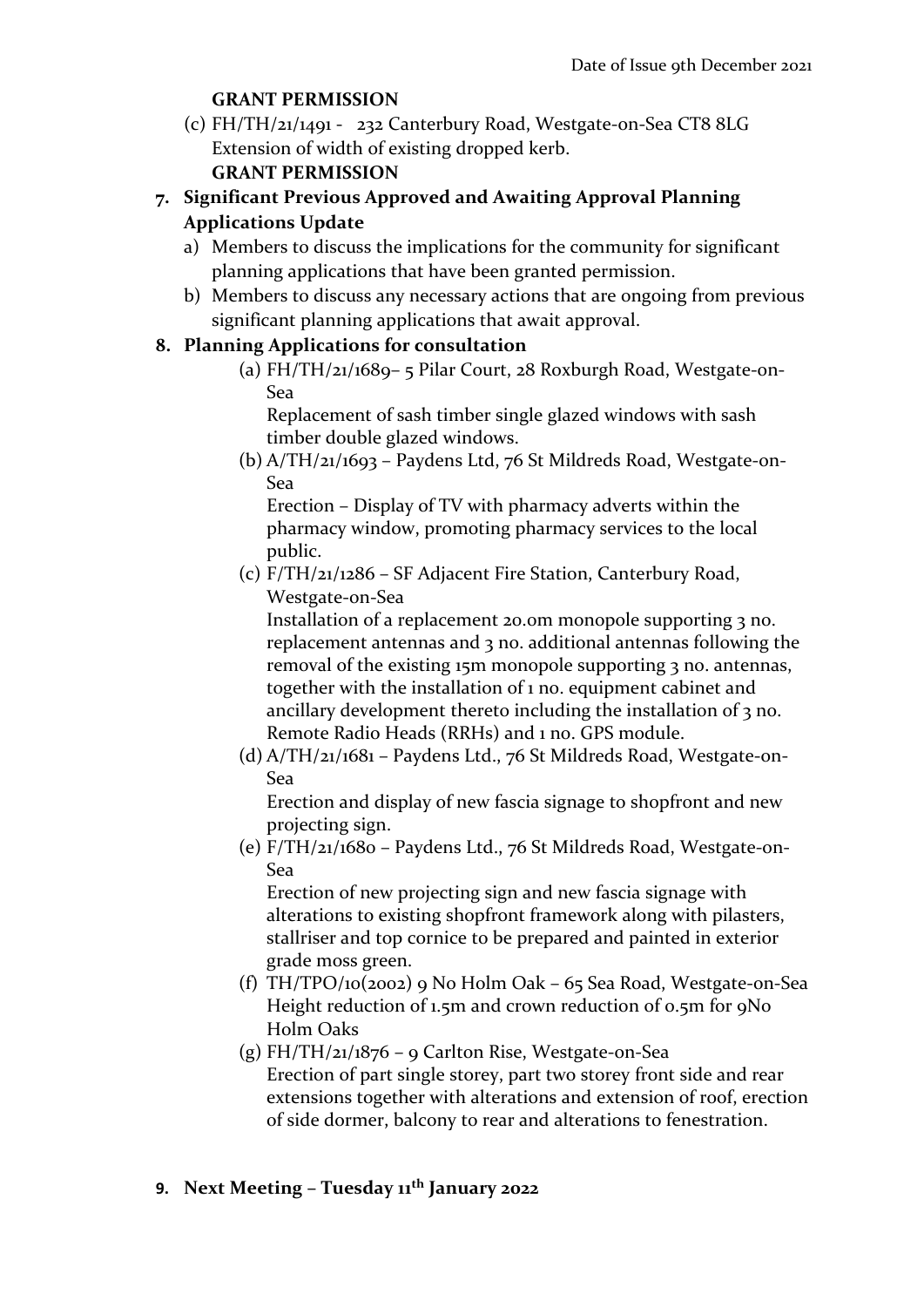Date of Issue 9th December 2021

**GRANT PERMISSION**

(c) FH/TH/21/1491 - 232 Canterbury Road, Westgate-on-Sea CT8 8LG
Extension of width of existing dropped kerb.
**GRANT PERMISSION**

7. **Significant Previous Approved and Awaiting Approval Planning Applications Update**
   a) Members to discuss the implications for the community for significant planning applications that have been granted permission.
   b) Members to discuss any necessary actions that are ongoing from previous significant planning applications that await approval.

8. **Planning Applications for consultation**
   (a) FH/TH/21/1689– 5 Pilar Court, 28 Roxburgh Road, Westgate-on-Sea
   Replacement of sash timber single glazed windows with sash timber double glazed windows.
   (b) A/TH/21/1693 – Paydens Ltd, 76 St Mildreds Road, Westgate-on-Sea
   Erection – Display of TV with pharmacy adverts within the pharmacy window, promoting pharmacy services to the local public.
   (c) F/TH/21/1286 – SF Adjacent Fire Station, Canterbury Road, Westgate-on-Sea
   Installation of a replacement 20.0m monopole supporting 3 no. replacement antennas and 3 no. additional antennas following the removal of the existing 15m monopole supporting 3 no. antennas, together with the installation of 1 no. equipment cabinet and ancillary development thereto including the installation of 3 no. Remote Radio Heads (RRHs) and 1 no. GPS module.
   (d) A/TH/21/1681 – Paydens Ltd., 76 St Mildreds Road, Westgate-on-Sea
   Erection and display of new fascia signage to shopfront and new projecting sign.
   (e) F/TH/21/1680 – Paydens Ltd., 76 St Mildreds Road, Westgate-on-Sea
   Erection of new projecting sign and new fascia signage with alterations to existing shopfront framework along with pilasters, stallriser and top cornice to be prepared and painted in exterior grade moss green.
   (f) TH/TPO/10(2002) 9 No Holm Oak – 65 Sea Road, Westgate-on-Sea
   Height reduction of 1.5m and crown reduction of 0.5m for 9No Holm Oaks
   (g) FH/TH/21/1876 – 9 Carlton Rise, Westgate-on-Sea
   Erection of part single storey, part two storey front side and rear extensions together with alterations and extension of roof, erection of side dormer, balcony to rear and alterations to fenestration.

9. **Next Meeting – Tuesday 11th January 2022**